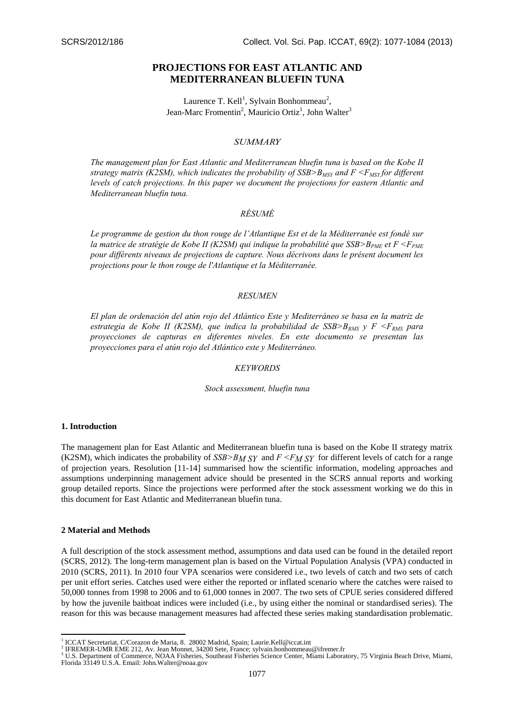SCRS/2012/186

# PROJECTIONS FOR EAST ATLANTIC AND MEDITERRANEAN BLUEFIN TUNA

Laurence T. Kell[1], Sylvain Bonhommeau[2], Jean-Marc Fromentin[2], Mauricio Ortiz[1], John Walter[3]

## *SUMMARY*

*The management plan for East Atlantic and Mediterranean bluefin tuna is based on the Kobe II strategy matrix (K2SM), which indicates the probability of $SSB>B_{MSY}$ and $F<F_{MSY}$ for different levels of catch projections. In this paper we document the projections for eastern Atlantic and Mediterranean bluefin tuna.*

## *RÉSUMÉ*

*Le programme de gestion du thon rouge de l'Atlantique Est et de la Méditerranée est fondé sur la matrice de stratégie de Kobe II (K2SM) qui indique la probabilité que $SSB>B_{PME}$ et $F<F_{PME}$ pour différents niveaux de projections de capture. Nous décrivons dans le présent document les projections pour le thon rouge de l'Atlantique et la Méditerranée.*

## *RESUMEN*

*El plan de ordenación del atún rojo del Atlántico Este y Mediterráneo se basa en la matriz de estrategia de Kobe II (K2SM), que indica la probabilidad de $SSB>B_{RMS}$ y $F<F_{RMS}$ para proyecciones de capturas en diferentes niveles. En este documento se presentan las proyecciones para el atún rojo del Atlántico este y Mediterráneo.*

## *KEYWORDS*

*Stock assessment, bluefin tuna*

## 1. Introduction

The management plan for East Atlantic and Mediterranean bluefin tuna is based on the Kobe II strategy matrix (K2SM), which indicates the probability of $SSB>B_{MSY}$ and $F<F_{MSY}$ for different levels of catch for a range of projection years. Resolution [11-14] summarised how the scientific information, modeling approaches and assumptions underpinning management advice should be presented in the SCRS annual reports and working group detailed reports. Since the projections were performed after the stock assessment working we do this in this document for East Atlantic and Mediterranean bluefin tuna.

## 2 Material and Methods

A full description of the stock assessment method, assumptions and data used can be found in the detailed report (SCRS, 2012). The long-term management plan is based on the Virtual Population Analysis (VPA) conducted in 2010 (SCRS, 2011). In 2010 four VPA scenarios were considered i.e., two levels of catch and two sets of catch per unit effort series. Catches used were either the reported or inflated scenario where the catches were raised to 50,000 tonnes from 1998 to 2006 and to 61,000 tonnes in 2007. The two sets of CPUE series considered differed by how the juvenile baitboat indices were included (i.e., by using either the nominal or standardised series). The reason for this was because management measures had affected these series making standardisation problematic.

---

[1] ICCAT Secretariat, C/Corazon de Maria, 8. 28002 Madrid, Spain; Laurie.Kell@iccat.int
[2] IFREMER-UMR EME 212, Av. Jean Monnet, 34200 Sete, France; sylvain.bonhommeau@ifremer.fr
[3] U.S. Department of Commerce, NOAA Fisheries, Southeast Fisheries Science Center, Miami Laboratory, 75 Virginia Beach Drive, Miami, Florida 33149 U.S.A. Email: John.Walter@noaa.gov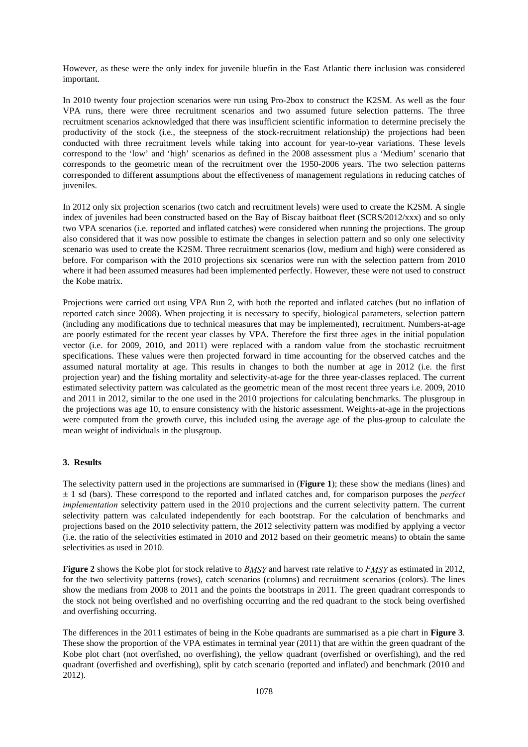However, as these were the only index for juvenile bluefin in the East Atlantic there inclusion was considered important.

In 2010 twenty four projection scenarios were run using Pro-2box to construct the K2SM. As well as the four VPA runs, there were three recruitment scenarios and two assumed future selection patterns. The three recruitment scenarios acknowledged that there was insufficient scientific information to determine precisely the productivity of the stock (i.e., the steepness of the stock-recruitment relationship) the projections had been conducted with three recruitment levels while taking into account for year-to-year variations. These levels correspond to the 'low' and 'high' scenarios as defined in the 2008 assessment plus a 'Medium' scenario that corresponds to the geometric mean of the recruitment over the 1950-2006 years. The two selection patterns corresponded to different assumptions about the effectiveness of management regulations in reducing catches of juveniles.

In 2012 only six projection scenarios (two catch and recruitment levels) were used to create the K2SM. A single index of juveniles had been constructed based on the Bay of Biscay baitboat fleet (SCRS/2012/xxx) and so only two VPA scenarios (i.e. reported and inflated catches) were considered when running the projections. The group also considered that it was now possible to estimate the changes in selection pattern and so only one selectivity scenario was used to create the K2SM. Three recruitment scenarios (low, medium and high) were considered as before. For comparison with the 2010 projections six scenarios were run with the selection pattern from 2010 where it had been assumed measures had been implemented perfectly. However, these were not used to construct the Kobe matrix.

Projections were carried out using VPA Run 2, with both the reported and inflated catches (but no inflation of reported catch since 2008). When projecting it is necessary to specify, biological parameters, selection pattern (including any modifications due to technical measures that may be implemented), recruitment. Numbers-at-age are poorly estimated for the recent year classes by VPA. Therefore the first three ages in the initial population vector (i.e. for 2009, 2010, and 2011) were replaced with a random value from the stochastic recruitment specifications. These values were then projected forward in time accounting for the observed catches and the assumed natural mortality at age. This results in changes to both the number at age in 2012 (i.e. the first projection year) and the fishing mortality and selectivity-at-age for the three year-classes replaced. The current estimated selectivity pattern was calculated as the geometric mean of the most recent three years i.e. 2009, 2010 and 2011 in 2012, similar to the one used in the 2010 projections for calculating benchmarks. The plusgroup in the projections was age 10, to ensure consistency with the historic assessment. Weights-at-age in the projections were computed from the growth curve, this included using the average age of the plus-group to calculate the mean weight of individuals in the plusgroup.

## 3. Results

The selectivity pattern used in the projections are summarised in (**Figure 1**); these show the medians (lines) and ± 1 sd (bars). These correspond to the reported and inflated catches and, for comparison purposes the *perfect implementation* selectivity pattern used in the 2010 projections and the current selectivity pattern. The current selectivity pattern was calculated independently for each bootstrap. For the calculation of benchmarks and projections based on the 2010 selectivity pattern, the 2012 selectivity pattern was modified by applying a vector (i.e. the ratio of the selectivities estimated in 2010 and 2012 based on their geometric means) to obtain the same selectivities as used in 2010.

**Figure 2** shows the Kobe plot for stock relative to $B_{MSY}$ and harvest rate relative to $F_{MSY}$ as estimated in 2012, for the two selectivity patterns (rows), catch scenarios (columns) and recruitment scenarios (colors). The lines show the medians from 2008 to 2011 and the points the bootstraps in 2011. The green quadrant corresponds to the stock not being overfished and no overfishing occurring and the red quadrant to the stock being overfished and overfishing occurring.

The differences in the 2011 estimates of being in the Kobe quadrants are summarised as a pie chart in **Figure 3**. These show the proportion of the VPA estimates in terminal year (2011) that are within the green quadrant of the Kobe plot chart (not overfished, no overfishing), the yellow quadrant (overfished or overfishing), and the red quadrant (overfished and overfishing), split by catch scenario (reported and inflated) and benchmark (2010 and 2012).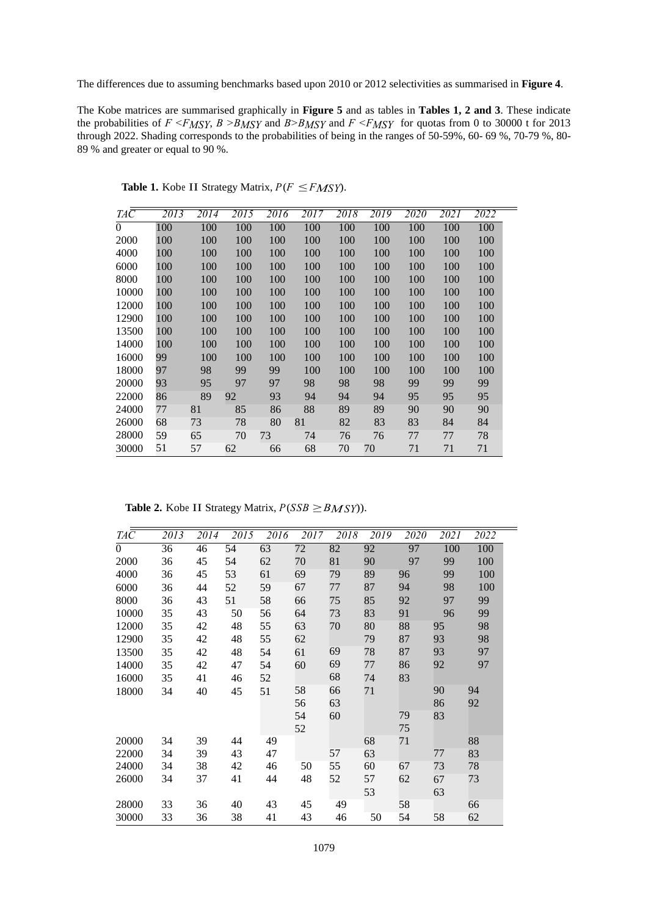The differences due to assuming benchmarks based upon 2010 or 2012 selectivities as summarised in **Figure 4**.

The Kobe matrices are summarised graphically in **Figure 5** and as tables in **Tables 1, 2 and 3**. These indicate the probabilities of $F < F_{MSY}$, $B > B_{MSY}$ and $B > B_{MSY}$ and $F < F_{MSY}$ for quotas from 0 to 30000 t for 2013 through 2022. Shading corresponds to the probabilities of being in the ranges of 50-59%, 60- 69 %, 70-79 %, 80-89 % and greater or equal to 90 %.

**Table 1.** Kobe II Strategy Matrix, $P(F \leq F_{MSY})$.

| *TAC* | *2013* | *2014* | *2015* | *2016* | *2017* | *2018* | *2019* | *2020* | *2021* | *2022* |
|---|---|---|---|---|---|---|---|---|---|---|
| 0 | 100 | 100 | 100 | 100 | 100 | 100 | 100 | 100 | 100 | 100 |
| 2000 | 100 | 100 | 100 | 100 | 100 | 100 | 100 | 100 | 100 | 100 |
| 4000 | 100 | 100 | 100 | 100 | 100 | 100 | 100 | 100 | 100 | 100 |
| 6000 | 100 | 100 | 100 | 100 | 100 | 100 | 100 | 100 | 100 | 100 |
| 8000 | 100 | 100 | 100 | 100 | 100 | 100 | 100 | 100 | 100 | 100 |
| 10000 | 100 | 100 | 100 | 100 | 100 | 100 | 100 | 100 | 100 | 100 |
| 12000 | 100 | 100 | 100 | 100 | 100 | 100 | 100 | 100 | 100 | 100 |
| 12900 | 100 | 100 | 100 | 100 | 100 | 100 | 100 | 100 | 100 | 100 |
| 13500 | 100 | 100 | 100 | 100 | 100 | 100 | 100 | 100 | 100 | 100 |
| 14000 | 100 | 100 | 100 | 100 | 100 | 100 | 100 | 100 | 100 | 100 |
| 16000 | 99 | 100 | 100 | 100 | 100 | 100 | 100 | 100 | 100 | 100 |
| 18000 | 97 | 98 | 99 | 99 | 100 | 100 | 100 | 100 | 100 | 100 |
| 20000 | 93 | 95 | 97 | 97 | 98 | 98 | 98 | 99 | 99 | 99 |
| 22000 | 86 | 89 | 92 | 93 | 94 | 94 | 94 | 95 | 95 | 95 |
| 24000 | 77 | 81 | 85 | 86 | 88 | 89 | 89 | 90 | 90 | 90 |
| 26000 | 68 | 73 | 78 | 80 | 81 | 82 | 83 | 83 | 84 | 84 |
| 28000 | 59 | 65 | 70 | 73 | 74 | 76 | 76 | 77 | 77 | 78 |
| 30000 | 51 | 57 | 62 | 66 | 68 | 70 | 70 | 71 | 71 | 71 |

**Table 2.** Kobe II Strategy Matrix, $P(SSB \geq B_{MSY})$).

| *TAC* | *2013* | *2014* | *2015* | *2016* | *2017* | *2018* | *2019* | *2020* | *2021* | *2022* |
|---|---|---|---|---|---|---|---|---|---|---|
| 0 | 36 | 46 | 54 | 63 | 72 | 82 | 92 | 97 | 100 | 100 |
| 2000 | 36 | 45 | 54 | 62 | 70 | 81 | 90 | 97 | 99 | 100 |
| 4000 | 36 | 45 | 53 | 61 | 69 | 79 | 89 | 96 | 99 | 100 |
| 6000 | 36 | 44 | 52 | 59 | 67 | 77 | 87 | 94 | 98 | 100 |
| 8000 | 36 | 43 | 51 | 58 | 66 | 75 | 85 | 92 | 97 | 99 |
| 10000 | 35 | 43 | 50 | 56 | 64 | 73 | 83 | 91 | 96 | 99 |
| 12000 | 35 | 42 | 48 | 55 | 63 | 70 | 80 | 88 | 95 | 98 |
| 12900 | 35 | 42 | 48 | 55 | 62 | | 79 | 87 | 93 | 98 |
| 13500 | 35 | 42 | 48 | 54 | 61 | 69 | 78 | 87 | 93 | 97 |
| 14000 | 35 | 42 | 47 | 54 | 60 | 69 | 77 | 86 | 92 | 97 |
| 16000 | 35 | 41 | 46 | 52 | | 68 | 74 | 83 | | |
| 18000 | 34 | 40 | 45 | 51 | 58 | 66 | 71 | | 90 | 94 |
| | | | | | 56 | 63 | | | 86 | 92 |
| | | | | | 54 | 60 | | 79 | 83 | |
| | | | | | 52 | | | 75 | | |
| 20000 | 34 | 39 | 44 | 49 | | | 68 | 71 | | 88 |
| 22000 | 34 | 39 | 43 | 47 | | 57 | 63 | | 77 | 83 |
| 24000 | 34 | 38 | 42 | 46 | 50 | 55 | 60 | 67 | 73 | 78 |
| 26000 | 34 | 37 | 41 | 44 | 48 | 52 | 57 | 62 | 67 | 73 |
| | | | | | | | 53 | | 63 | |
| 28000 | 33 | 36 | 40 | 43 | 45 | 49 | | 58 | | 66 |
| 30000 | 33 | 36 | 38 | 41 | 43 | 46 | 50 | 54 | 58 | 62 |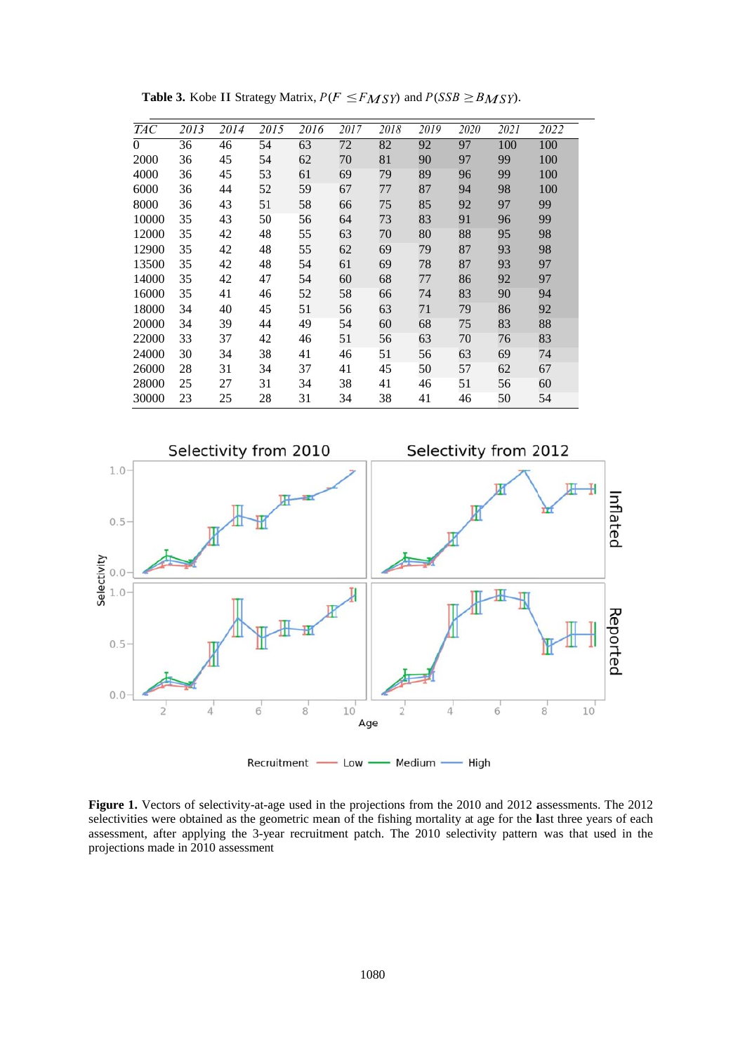**Table 3.** Kobe II Strategy Matrix, $P(F \leq F_{MSY})$ and $P(SSB \geq B_{MSY})$.

| *TAC* | *2013* | *2014* | *2015* | *2016* | *2017* | *2018* | *2019* | *2020* | *2021* | *2022* |
|---|---|---|---|---|---|---|---|---|---|---|
| 0 | 36 | 46 | 54 | 63 | 72 | 82 | 92 | 97 | 100 | 100 |
| 2000 | 36 | 45 | 54 | 62 | 70 | 81 | 90 | 97 | 99 | 100 |
| 4000 | 36 | 45 | 53 | 61 | 69 | 79 | 89 | 96 | 99 | 100 |
| 6000 | 36 | 44 | 52 | 59 | 67 | 77 | 87 | 94 | 98 | 100 |
| 8000 | 36 | 43 | 51 | 58 | 66 | 75 | 85 | 92 | 97 | 99 |
| 10000 | 35 | 43 | 50 | 56 | 64 | 73 | 83 | 91 | 96 | 99 |
| 12000 | 35 | 42 | 48 | 55 | 63 | 70 | 80 | 88 | 95 | 98 |
| 12900 | 35 | 42 | 48 | 55 | 62 | 69 | 79 | 87 | 93 | 98 |
| 13500 | 35 | 42 | 48 | 54 | 61 | 69 | 78 | 87 | 93 | 97 |
| 14000 | 35 | 42 | 47 | 54 | 60 | 68 | 77 | 86 | 92 | 97 |
| 16000 | 35 | 41 | 46 | 52 | 58 | 66 | 74 | 83 | 90 | 94 |
| 18000 | 34 | 40 | 45 | 51 | 56 | 63 | 71 | 79 | 86 | 92 |
| 20000 | 34 | 39 | 44 | 49 | 54 | 60 | 68 | 75 | 83 | 88 |
| 22000 | 33 | 37 | 42 | 46 | 51 | 56 | 63 | 70 | 76 | 83 |
| 24000 | 30 | 34 | 38 | 41 | 46 | 51 | 56 | 63 | 69 | 74 |
| 26000 | 28 | 31 | 34 | 37 | 41 | 45 | 50 | 57 | 62 | 67 |
| 28000 | 25 | 27 | 31 | 34 | 38 | 41 | 46 | 51 | 56 | 60 |
| 30000 | 23 | 25 | 28 | 31 | 34 | 38 | 41 | 46 | 50 | 54 |

Selectivity from 2010
Selectivity from 2012
Inflated
Reported
Selectivity
0.0
0.5
1.0
2
4
6
8
10
Age
Recruitment — Low — Medium — High

**Figure 1.** Vectors of selectivity-at-age used in the projections from the 2010 and 2012 assessments. The 2012 selectivities were obtained as the geometric mean of the fishing mortality at age for the last three years of each assessment, after applying the 3-year recruitment patch. The 2010 selectivity pattern was that used in the projections made in 2010 assessment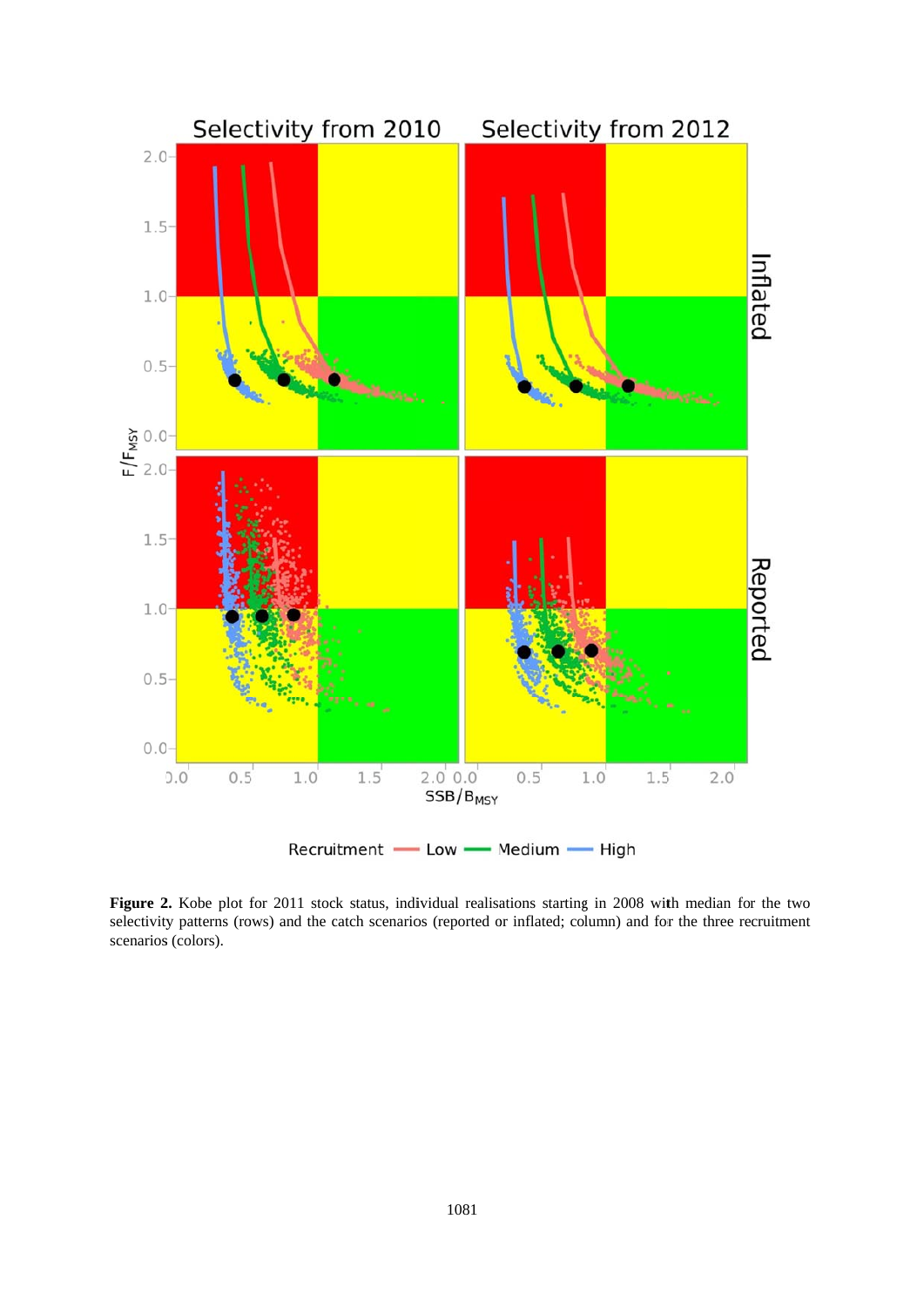Selectivity from 2010

Selectivity from 2012

Inflated

Reported

$F/F_{MSY}$

$SSB/B_{MSY}$

2.0
1.5
1.0
0.5
0.0

0.0 0.5 1.0 1.5 2.0

Recruitment — Low — Medium — High

**Figure 2.** Kobe plot for 2011 stock status, individual realisations starting in 2008 with median for the two selectivity patterns (rows) and the catch scenarios (reported or inflated; column) and for the three recruitment scenarios (colors).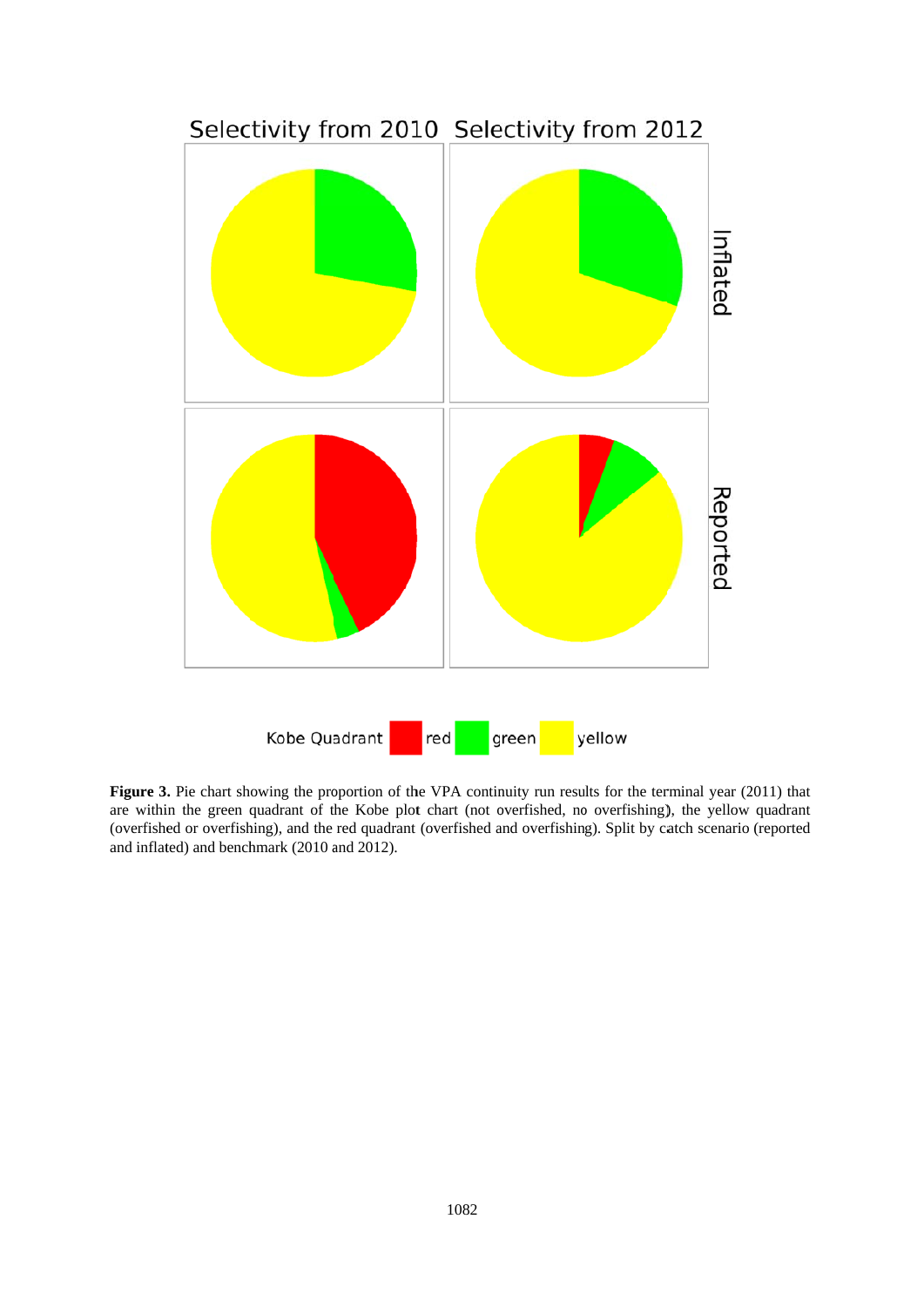**Figure 3.** Pie chart showing the proportion of the VPA continuity run results for the terminal year (2011) that are within the green quadrant of the Kobe plot chart (not overfished, no overfishing), the yellow quadrant (overfished or overfishing), and the red quadrant (overfished and overfishing). Split by catch scenario (reported and inflated) and benchmark (2010 and 2012).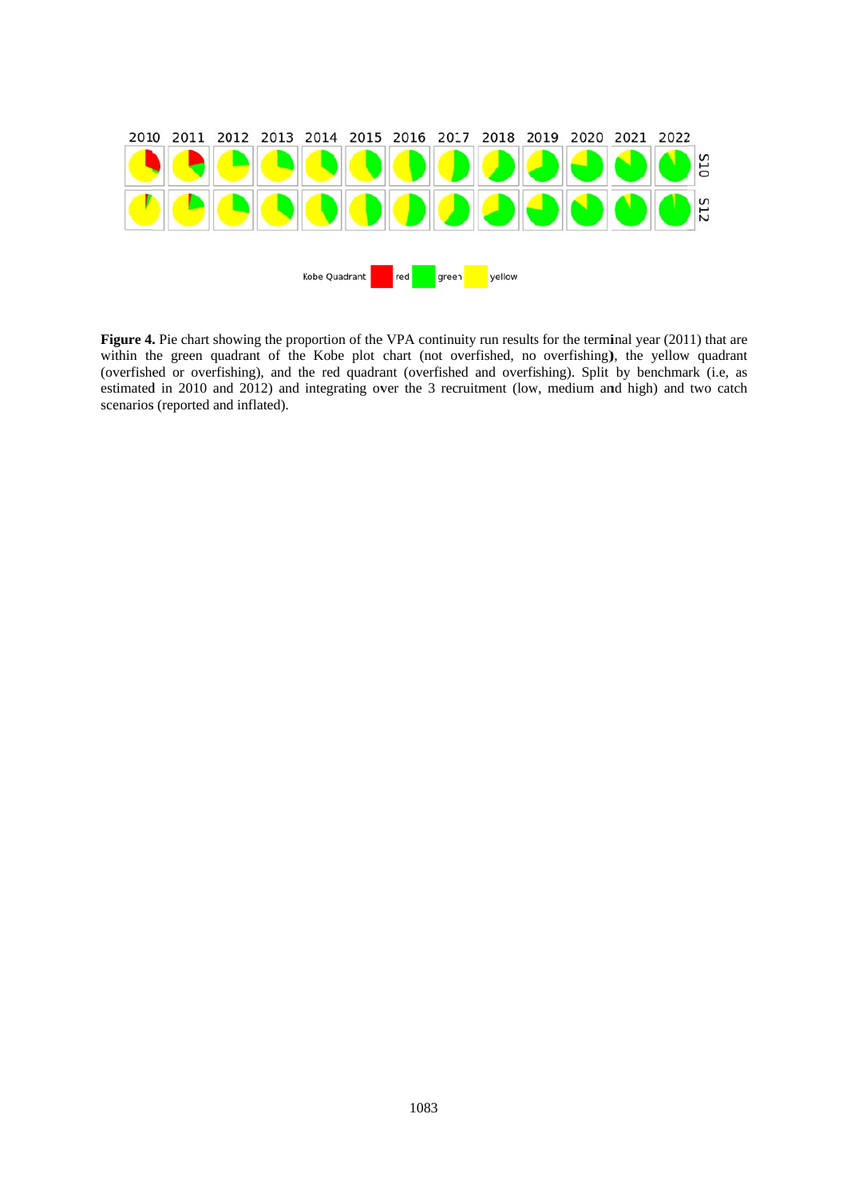2010 2011 2012 2013 2014 2015 2016 2017 2018 2019 2020 2021 2022

S10

S12

Kobe Quadrant red green yellow

**Figure 4.** Pie chart showing the proportion of the VPA continuity run results for the terminal year (2011) that are within the green quadrant of the Kobe plot chart (not overfished, no overfishing), the yellow quadrant (overfished or overfishing), and the red quadrant (overfished and overfishing). Split by benchmark (i.e, as estimated in 2010 and 2012) and integrating over the 3 recruitment (low, medium and high) and two catch scenarios (reported and inflated).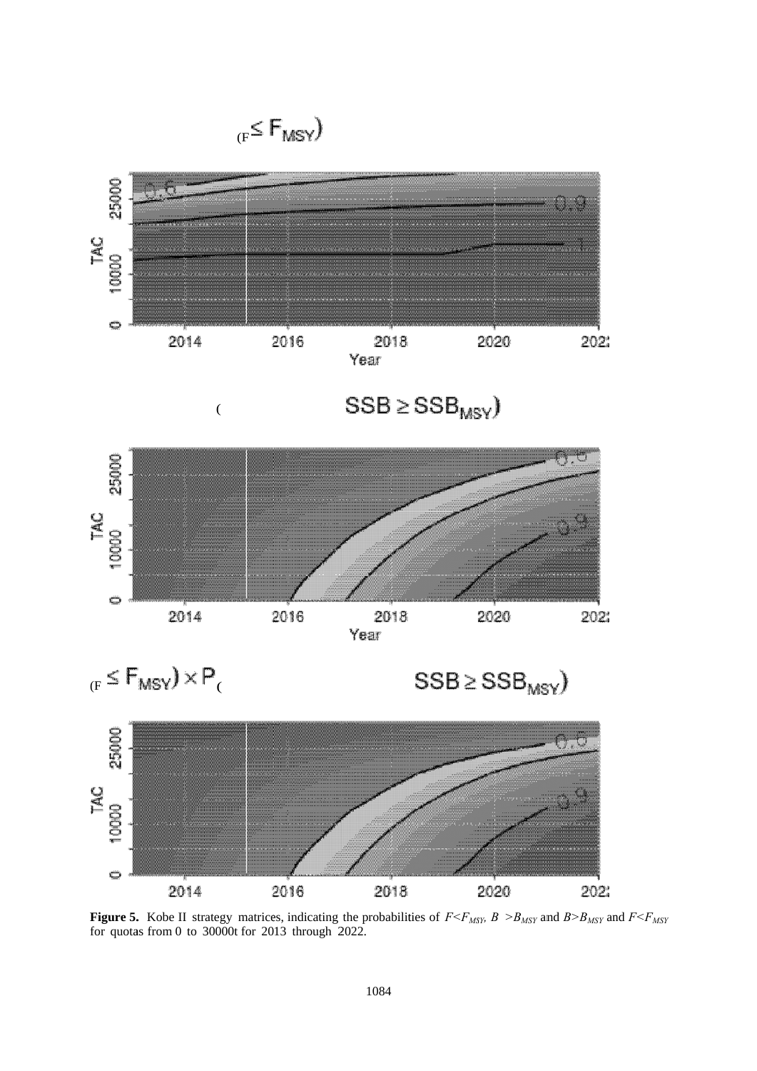$(F \leq F_{MSY})$

TAC

25000

10000

0

0.6

0.9

1

2014

2016

2018

2020

2022

Year

$(SSB \geq SSB_{MSY})$

TAC

25000

10000

0

0.6

0.9

2014

2016

2018

2020

2022

Year

$(F \leq F_{MSY}) \times P(SSB \geq SSB_{MSY})$

TAC

25000

10000

0

0.6

0.9

2014

2016

2018

2020

2022

**Figure 5.** Kobe II strategy matrices, indicating the probabilities of $F<F_{MSY}$, $B>B_{MSY}$ and $B>B_{MSY}$ and $F<F_{MSY}$ for quotas from 0 to 30000t for 2013 through 2022.